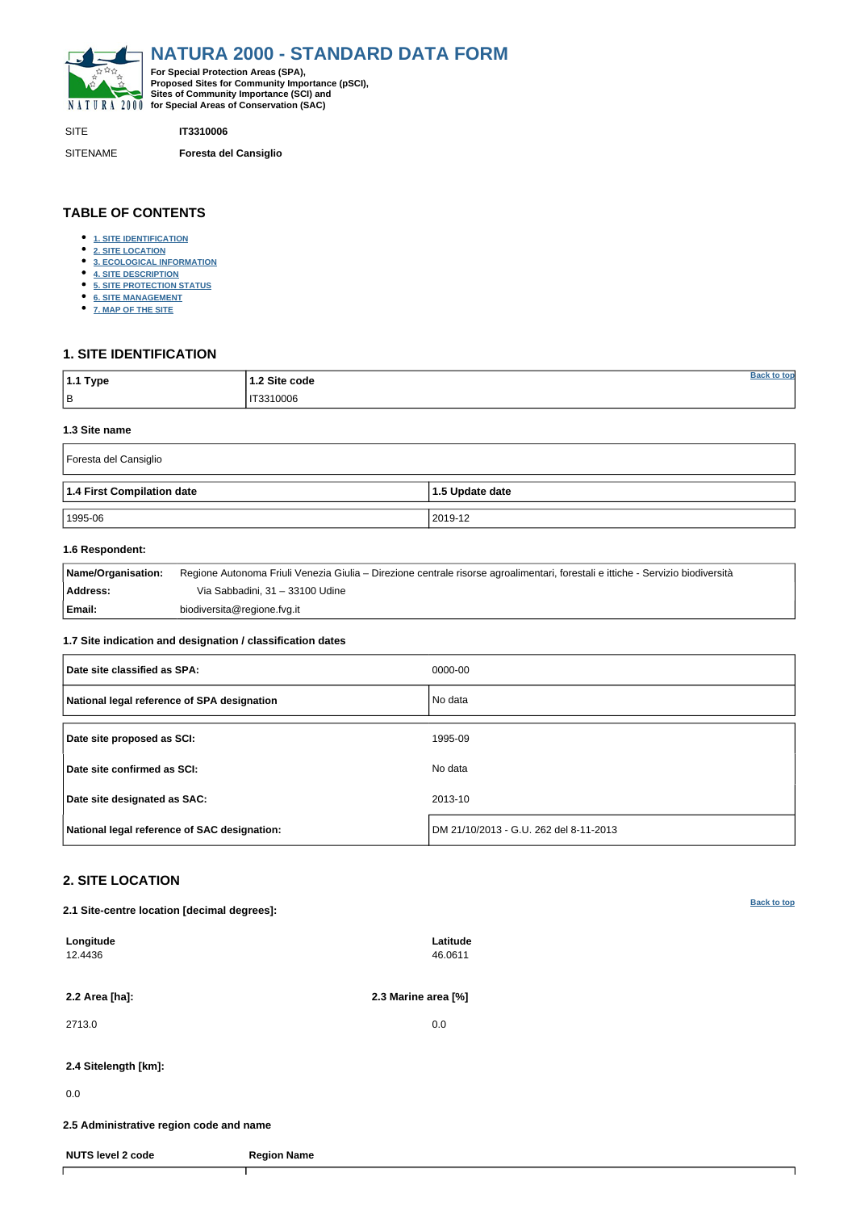# NATURA 2000 - STANDARD DATA FORM

**For Special Protection Areas (SPA), Proposed Sites for Community Importance (pSCI), Sites of Community Importance (SCI) and for Special Areas of Conservation (SAC)**

| SITE | **IT3310006** |
|---|---|
| SITENAME | **Foresta del Cansiglio** |

## TABLE OF CONTENTS

- 1. SITE IDENTIFICATION
- 2. SITE LOCATION
- 3. ECOLOGICAL INFORMATION
- 4. SITE DESCRIPTION
- 5. SITE PROTECTION STATUS
- 6. SITE MANAGEMENT
- 7. MAP OF THE SITE

## 1. SITE IDENTIFICATION

| 1.1 Type | 1.2 Site code |
|---|---|
| B | IT3310006 |

### 1.3 Site name

Foresta del Cansiglio

| 1.4 First Compilation date | 1.5 Update date |
|---|---|
| 1995-06 | 2019-12 |

### 1.6 Respondent:

| | |
|---|---|
| **Name/Organisation:** | Regione Autonoma Friuli Venezia Giulia – Direzione centrale risorse agroalimentari, forestali e ittiche - Servizio biodiversità |
| **Address:** | Via Sabbadini, 31 – 33100 Udine |
| **Email:** | biodiversita@regione.fvg.it |

### 1.7 Site indication and designation / classification dates

| | |
|---|---|
| **Date site classified as SPA:** | 0000-00 |
| **National legal reference of SPA designation** | No data |
| **Date site proposed as SCI:** | 1995-09 |
| **Date site confirmed as SCI:** | No data |
| **Date site designated as SAC:** | 2013-10 |
| **National legal reference of SAC designation:** | DM 21/10/2013 - G.U. 262 del 8-11-2013 |

## 2. SITE LOCATION

### 2.1 Site-centre location [decimal degrees]:

| Longitude | Latitude |
|---|---|
| 12.4436 | 46.0611 |

| 2.2 Area [ha]: | 2.3 Marine area [%] |
|---|---|
| 2713.0 | 0.0 |

### 2.4 Sitelength [km]:

0.0

### 2.5 Administrative region code and name

| NUTS level 2 code | Region Name |
|---|---|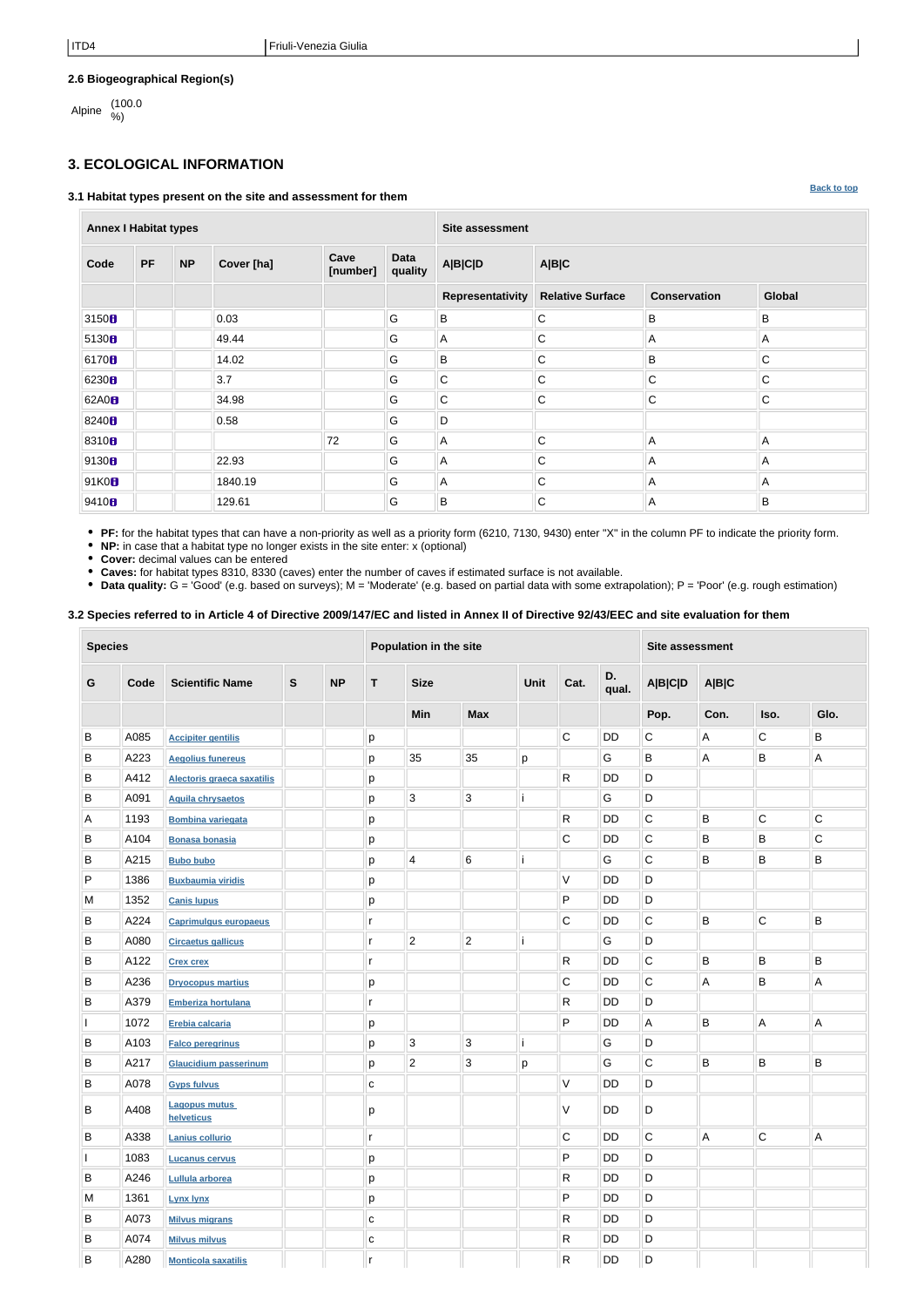## 2.6 Biogeographical Region(s)

Alpine (100.0 %)

## 3. ECOLOGICAL INFORMATION

### 3.1 Habitat types present on the site and assessment for them

Back to top

| Annex I Habitat types | | | | | | Site assessment | | | |
|---|---|---|---|---|---|---|---|---|---|
| Code | PF | NP | Cover [ha] | Cave [number] | Data quality | A\|B\|C\|D | A\|B\|C | | |
| | | | | | | Representativity | Relative Surface | Conservation | Global |
| 3150 | | | 0.03 | | G | B | C | B | B |
| 5130 | | | 49.44 | | G | A | C | A | A |
| 6170 | | | 14.02 | | G | B | C | B | C |
| 6230 | | | 3.7 | | G | C | C | C | C |
| 62A0 | | | 34.98 | | G | C | C | C | C |
| 8240 | | | 0.58 | | G | D | | | |
| 8310 | | | | 72 | G | A | C | A | A |
| 9130 | | | 22.93 | | G | A | C | A | A |
| 91K0 | | | 1840.19 | | G | A | C | A | A |
| 9410 | | | 129.61 | | G | B | C | A | B |

- **PF:** for the habitat types that can have a non-priority as well as a priority form (6210, 7130, 9430) enter "X" in the column PF to indicate the priority form.
- **NP:** in case that a habitat type no longer exists in the site enter: x (optional)
- **Cover:** decimal values can be entered
- **Caves:** for habitat types 8310, 8330 (caves) enter the number of caves if estimated surface is not available.
- **Data quality:** G = 'Good' (e.g. based on surveys); M = 'Moderate' (e.g. based on partial data with some extrapolation); P = 'Poor' (e.g. rough estimation)

### 3.2 Species referred to in Article 4 of Directive 2009/147/EC and listed in Annex II of Directive 92/43/EEC and site evaluation for them

| Species | | | | | Population in the site | | | | | | Site assessment | | | |
|---|---|---|---|---|---|---|---|---|---|---|---|---|---|---|
| G | Code | Scientific Name | S | NP | T | Size | | Unit | Cat. | D. qual. | A\|B\|C\|D | A\|B\|C | | |
| | | | | | | Min | Max | | | | Pop. | Con. | Iso. | Glo. |
| B | A085 | Accipiter gentilis | | | p | | | | C | DD | C | A | C | B |
| B | A223 | Aegolius funereus | | | p | 35 | 35 | p | | G | B | A | B | A |
| B | A412 | Alectoris graeca saxatilis | | | p | | | | R | DD | D | | | |
| B | A091 | Aquila chrysaetos | | | p | 3 | 3 | i | | G | D | | | |
| A | 1193 | Bombina variegata | | | p | | | | R | DD | C | B | C | C |
| B | A104 | Bonasa bonasia | | | p | | | | C | DD | C | B | B | C |
| B | A215 | Bubo bubo | | | p | 4 | 6 | i | | G | C | B | B | B |
| P | 1386 | Buxbaumia viridis | | | p | | | | V | DD | D | | | |
| M | 1352 | Canis lupus | | | p | | | | P | DD | D | | | |
| B | A224 | Caprimulgus europaeus | | | r | | | | C | DD | C | B | C | B |
| B | A080 | Circaetus gallicus | | | r | 2 | 2 | i | | G | D | | | |
| B | A122 | Crex crex | | | r | | | | R | DD | C | B | B | B |
| B | A236 | Dryocopus martius | | | p | | | | C | DD | C | A | B | A |
| B | A379 | Emberiza hortulana | | | r | | | | R | DD | D | | | |
| I | 1072 | Erebia calcaria | | | p | | | | P | DD | A | B | A | A |
| B | A103 | Falco peregrinus | | | p | 3 | 3 | i | | G | D | | | |
| B | A217 | Glaucidium passerinum | | | p | 2 | 3 | p | | G | C | B | B | B |
| B | A078 | Gyps fulvus | | | c | | | | V | DD | D | | | |
| B | A408 | Lagopus mutus helveticus | | | p | | | | V | DD | D | | | |
| B | A338 | Lanius collurio | | | r | | | | C | DD | C | A | C | A |
| I | 1083 | Lucanus cervus | | | p | | | | P | DD | D | | | |
| B | A246 | Lullula arborea | | | p | | | | R | DD | D | | | |
| M | 1361 | Lynx lynx | | | p | | | | P | DD | D | | | |
| B | A073 | Milvus migrans | | | c | | | | R | DD | D | | | |
| B | A074 | Milvus milvus | | | c | | | | R | DD | D | | | |
| B | A280 | Monticola saxatilis | | | r | | | | R | DD | D | | | |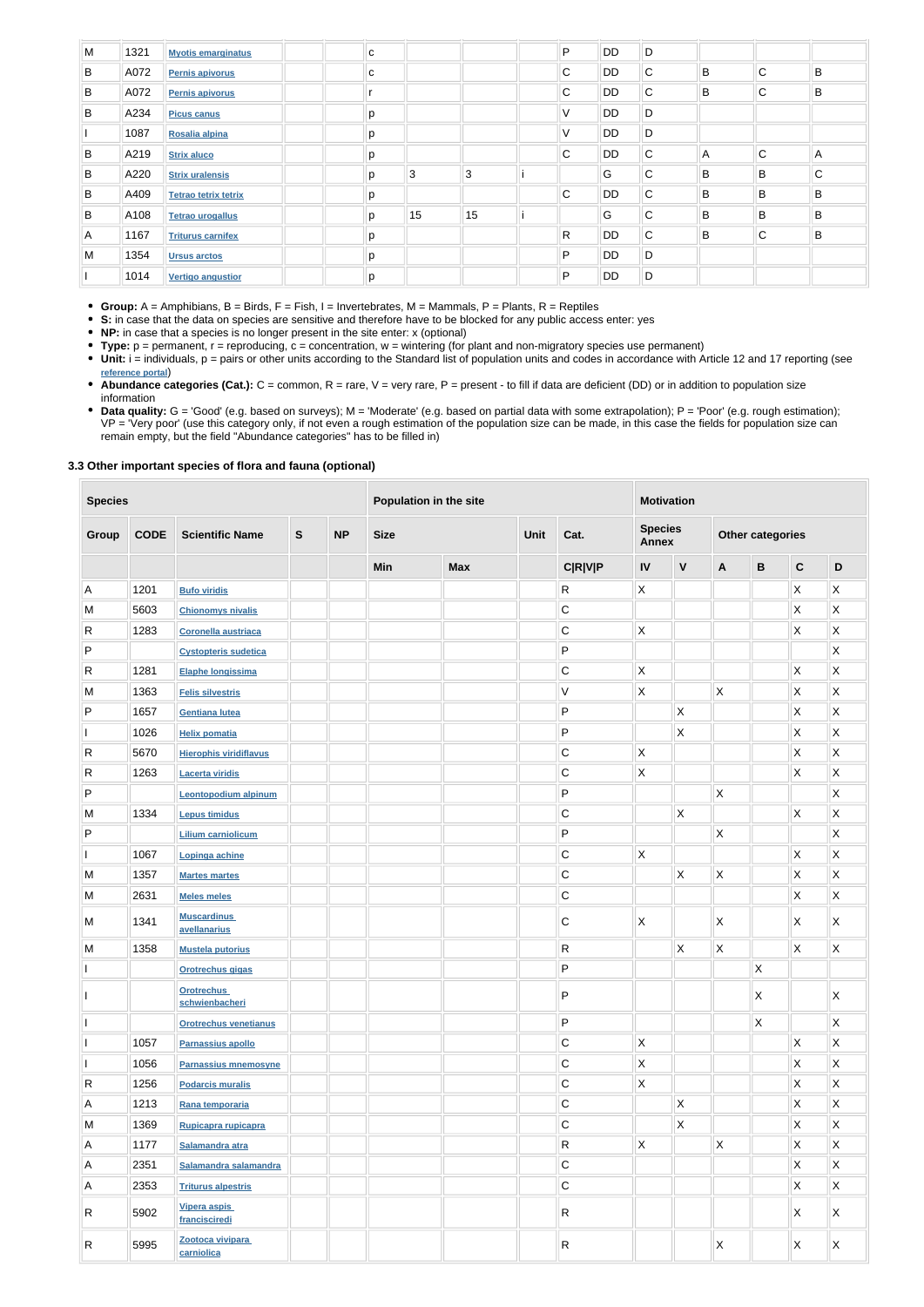| M | 1321 | Myotis emarginatus | | | c | | | | P | DD | D | | | |
|---|---|---|---|---|---|---|---|---|---|---|---|---|---|---|
| B | A072 | Pernis apivorus | | | c | | | | C | DD | C | B | C | B |
| B | A072 | Pernis apivorus | | | r | | | | C | DD | C | B | C | B |
| B | A234 | Picus canus | | | p | | | | V | DD | D | | | |
| I | 1087 | Rosalia alpina | | | p | | | | V | DD | D | | | |
| B | A219 | Strix aluco | | | p | | | | C | DD | C | A | C | A |
| B | A220 | Strix uralensis | | | p | 3 | 3 | i | | G | C | B | B | C |
| B | A409 | Tetrao tetrix tetrix | | | p | | | | C | DD | C | B | B | B |
| B | A108 | Tetrao urogallus | | | p | 15 | 15 | i | | G | C | B | B | B |
| A | 1167 | Triturus carnifex | | | p | | | | R | DD | C | B | C | B |
| M | 1354 | Ursus arctos | | | p | | | | P | DD | D | | | |
| I | 1014 | Vertigo angustior | | | p | | | | P | DD | D | | | |

- **Group:** A = Amphibians, B = Birds, F = Fish, I = Invertebrates, M = Mammals, P = Plants, R = Reptiles
- **S:** in case that the data on species are sensitive and therefore have to be blocked for any public access enter: yes
- **NP:** in case that a species is no longer present in the site enter: x (optional)
- **Type:** p = permanent, r = reproducing, c = concentration, w = wintering (for plant and non-migratory species use permanent)
- **Unit:** i = individuals, p = pairs or other units according to the Standard list of population units and codes in accordance with Article 12 and 17 reporting (see reference portal)
- **Abundance categories (Cat.):** C = common, R = rare, V = very rare, P = present - to fill if data are deficient (DD) or in addition to population size information
- **Data quality:** G = 'Good' (e.g. based on surveys); M = 'Moderate' (e.g. based on partial data with some extrapolation); P = 'Poor' (e.g. rough estimation); VP = 'Very poor' (use this category only, if not even a rough estimation of the population size can be made, in this case the fields for population size can remain empty, but the field "Abundance categories" has to be filled in)

### 3.3 Other important species of flora and fauna (optional)

| Species | | | | | Population in the site | | | | Motivation | | | | | |
|---|---|---|---|---|---|---|---|---|---|---|---|---|---|---|
| Group | CODE | Scientific Name | S | NP | Size | | Unit | Cat. | Species Annex | | Other categories | | | |
| | | | | | Min | Max | | C\|R\|V\|P | IV | V | A | B | C | D |
| A | 1201 | Bufo viridis | | | | | | R | X | | | | X | X |
| M | 5603 | Chionomys nivalis | | | | | | C | | | | | X | X |
| R | 1283 | Coronella austriaca | | | | | | C | X | | | | X | X |
| P | | Cystopteris sudetica | | | | | | P | | | | | | X |
| R | 1281 | Elaphe longissima | | | | | | C | X | | | | X | X |
| M | 1363 | Felis silvestris | | | | | | V | X | | X | | X | X |
| P | 1657 | Gentiana lutea | | | | | | P | | X | | | X | X |
| I | 1026 | Helix pomatia | | | | | | P | | X | | | X | X |
| R | 5670 | Hierophis viridiflavus | | | | | | C | X | | | | X | X |
| R | 1263 | Lacerta viridis | | | | | | C | X | | | | X | X |
| P | | Leontopodium alpinum | | | | | | P | | | X | | | X |
| M | 1334 | Lepus timidus | | | | | | C | | X | | | X | X |
| P | | Lilium carniolicum | | | | | | P | | | X | | | X |
| I | 1067 | Lopinga achine | | | | | | C | X | | | | X | X |
| M | 1357 | Martes martes | | | | | | C | | X | X | | X | X |
| M | 2631 | Meles meles | | | | | | C | | | | | X | X |
| M | 1341 | Muscardinus avellanarius | | | | | | C | X | | X | | X | X |
| M | 1358 | Mustela putorius | | | | | | R | | X | X | | X | X |
| I | | Orotrechus gigas | | | | | | P | | | | X | | |
| I | | Orotrechus schwienbacheri | | | | | | P | | | | X | | X |
| I | | Orotrechus venetianus | | | | | | P | | | | X | | X |
| I | 1057 | Parnassius apollo | | | | | | C | X | | | | X | X |
| I | 1056 | Parnassius mnemosyne | | | | | | C | X | | | | X | X |
| R | 1256 | Podarcis muralis | | | | | | C | X | | | | X | X |
| A | 1213 | Rana temporaria | | | | | | C | | X | | | X | X |
| M | 1369 | Rupicapra rupicapra | | | | | | C | | X | | | X | X |
| A | 1177 | Salamandra atra | | | | | | R | X | | X | | X | X |
| A | 2351 | Salamandra salamandra | | | | | | C | | | | | X | X |
| A | 2353 | Triturus alpestris | | | | | | C | | | | | X | X |
| R | 5902 | Vipera aspis francisciredi | | | | | | R | | | | | X | X |
| R | 5995 | Zootoca vivipara carniolica | | | | | | R | | | X | | X | X |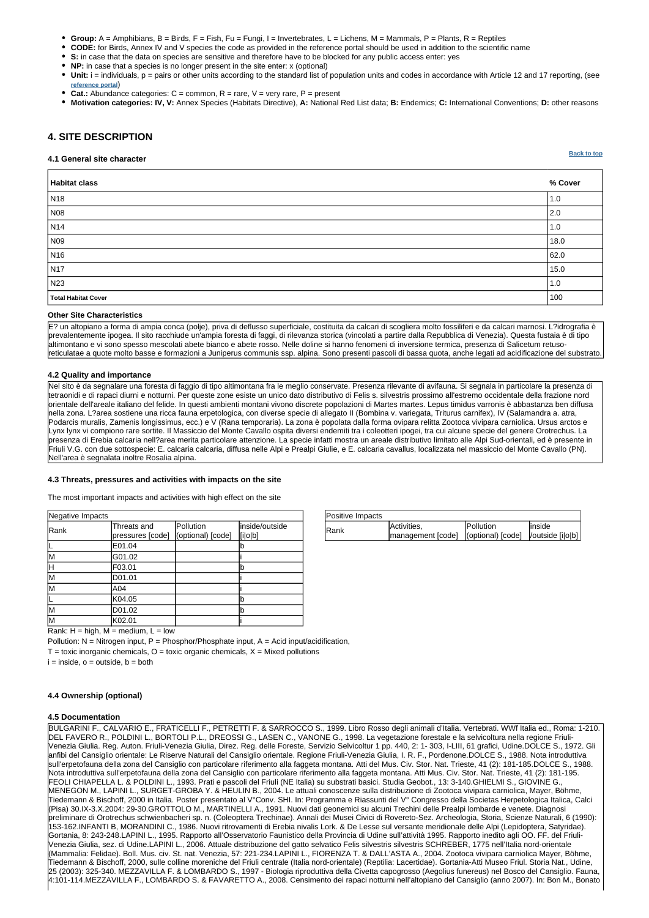- **Group:** A = Amphibians, B = Birds, F = Fish, Fu = Fungi, I = Invertebrates, L = Lichens, M = Mammals, P = Plants, R = Reptiles
- **CODE:** for Birds, Annex IV and V species the code as provided in the reference portal should be used in addition to the scientific name
- **S:** in case that the data on species are sensitive and therefore have to be blocked for any public access enter: yes
- **NP:** in case that a species is no longer present in the site enter: x (optional)
- **Unit:** i = individuals, p = pairs or other units according to the standard list of population units and codes in accordance with Article 12 and 17 reporting, (see reference portal)
- **Cat.:** Abundance categories: C = common, R = rare, V = very rare, P = present
- **Motivation categories: IV, V:** Annex Species (Habitats Directive), **A:** National Red List data; **B:** Endemics; **C:** International Conventions; **D:** other reasons

## 4. SITE DESCRIPTION

### 4.1 General site character

Back to top

| Habitat class | % Cover |
|---|---|
| N18 | 1.0 |
| N08 | 2.0 |
| N14 | 1.0 |
| N09 | 18.0 |
| N16 | 62.0 |
| N17 | 15.0 |
| N23 | 1.0 |
| **Total Habitat Cover** | 100 |

**Other Site Characteristics**

E? un altopiano a forma di ampia conca (polje), priva di deflusso superficiale, costituita da calcari di scogliera molto fossiliferi e da calcari marnosi. L?idrografia è prevalentemente ipogea. Il sito racchiude un'ampia foresta di faggi, di rilevanza storica (vincolati a partire dalla Repubblica di Venezia). Questa fustaia è di tipo altimontano e vi sono spesso mescolati abete bianco e abete rosso. Nelle doline si hanno fenomeni di inversione termica, presenza di Salicetum retuso-reticulatae a quote molto basse e formazioni a Juniperus communis ssp. alpina. Sono presenti pascoli di bassa quota, anche legati ad acidificazione del substrato.

### 4.2 Quality and importance

Nel sito è da segnalare una foresta di faggio di tipo altimontana fra le meglio conservate. Presenza rilevante di avifauna. Si segnala in particolare la presenza di tetraonidi e di rapaci diurni e notturni. Per queste zone esiste un unico dato distributivo di Felis s. silvestris prossimo all'estremo occidentale della frazione nord orientale dell'areale italiano del felide. In questi ambienti montani vivono discrete popolazioni di Martes martes. Lepus timidus varronis è abbastanza ben diffusa nella zona. L?area sostiene una ricca fauna erpetologica, con diverse specie di allegato II (Bombina v. variegata, Triturus carnifex), IV (Salamandra a. atra, Podarcis muralis, Zamenis longissimus, ecc.) e V (Rana temporaria). La zona è popolata dalla forma ovipara relitta Zootoca vivipara carniolica. Ursus arctos e Lynx lynx vi compiono rare sortite. Il Massiccio del Monte Cavallo ospita diversi endemiti tra i coleotteri ipogei, tra cui alcune specie del genere Orotrechus. La presenza di Erebia calcaria nell?area merita particolare attenzione. La specie infatti mostra un areale distributivo limitato alle Alpi Sud-orientali, ed è presente in Friuli V.G. con due sottospecie: E. calcaria calcaria, diffusa nelle Alpi e Prealpi Giulie, e E. calcaria cavallus, localizzata nel massiccio del Monte Cavallo (PN). Nell'area è segnalata inoltre Rosalia alpina.

### 4.3 Threats, pressures and activities with impacts on the site

The most important impacts and activities with high effect on the site

| Negative Impacts | | | |
|---|---|---|---|
| Rank | Threats and pressures [code] | Pollution (optional) [code] | inside/outside [i\|o\|b] |
| L | E01.04 | | b |
| M | G01.02 | | i |
| H | F03.01 | | b |
| M | D01.01 | | i |
| M | A04 | | i |
| L | K04.05 | | b |
| M | D01.02 | | b |
| M | K02.01 | | i |

| Positive Impacts | | | |
|---|---|---|---|
| Rank | Activities, management [code] | Pollution (optional) [code] | inside /outside [i\|o\|b] |

Rank: H = high, M = medium, L = low

Pollution: N = Nitrogen input, P = Phosphor/Phosphate input, A = Acid input/acidification,

T = toxic inorganic chemicals, O = toxic organic chemicals, X = Mixed pollutions

i = inside, o = outside, b = both

### 4.4 Ownership (optional)

### 4.5 Documentation

BULGARINI F., CALVARIO E., FRATICELLI F., PETRETTI F. & SARROCCO S., 1999. Libro Rosso degli animali d'Italia. Vertebrati. WWf Italia ed., Roma: 1-210. DEL FAVERO R., POLDINI L., BORTOLI P.L., DREOSSI G., LASEN C., VANONE G., 1998. La vegetazione forestale e la selvicoltura nella regione Friuli-Venezia Giulia. Reg. Auton. Friuli-Venezia Giulia, Direz. Reg. delle Foreste, Servizio Selvicoltur 1 pp. 440, 2: 1- 303, I-LIII, 61 grafici, Udine.DOLCE S., 1972. Gli anfibi del Cansiglio orientale: Le Riserve Naturali del Cansiglio orientale. Regione Friuli-Venezia Giulia, I. R. F., Pordenone.DOLCE S., 1988. Nota introduttiva sull'erpetofauna della zona del Cansiglio con particolare riferimento alla faggeta montana. Atti del Mus. Civ. Stor. Nat. Trieste, 41 (2): 181-185.DOLCE S., 1988. Nota introduttiva sull'erpetofauna della zona del Cansiglio con particolare riferimento alla faggeta montana. Atti Mus. Civ. Stor. Nat. Trieste, 41 (2): 181-195. FEOLI CHIAPELLA L. & POLDINI L., 1993. Prati e pascoli del Friuli (NE Italia) su substrati basici. Studia Geobot., 13: 3-140.GHIELMI S., GIOVINE G., MENEGON M., LAPINI L., SURGET-GROBA Y. & HEULIN B., 2004. Le attuali conoscenze sulla distribuzione di Zootoca vivipara carniolica, Mayer, Böhme, Tiedemann & Bischoff, 2000 in Italia. Poster presentato al V°Conv. SHI. In: Programma e Riassunti del V° Congresso della Societas Herpetologica Italica, Calci (Pisa) 30.IX-3.X.2004: 29-30.GROTTOLO M., MARTINELLI A., 1991. Nuovi dati geonemici su alcuni Trechini delle Prealpi lombarde e venete. Diagnosi preliminare di Orotrechus schwienbacheri sp. n. (Coleoptera Trechinae). Annali dei Musei Civici di Rovereto-Sez. Archeologia, Storia, Scienze Naturali, 6 (1990): 153-162.INFANTI B, MORANDINI C., 1986. Nuovi ritrovamenti di Erebia nivalis Lork. & De Lesse sul versante meridionale delle Alpi (Lepidoptera, Satyridae). Gortania, 8: 243-248.LAPINI L., 1995. Rapporto all'Osservatorio Faunistico della Provincia di Udine sull'attività 1995. Rapporto inedito agli OO. FF. del Friuli-Venezia Giulia, sez. di Udine.LAPINI L., 2006. Attuale distribuzione del gatto selvatico Felis silvestris silvestris SCHREBER, 1775 nell'Italia nord-orientale (Mammalia: Felidae). Boll. Mus. civ. St. nat. Venezia, 57: 221-234.LAPINI L., FIORENZA T. & DALL'ASTA A., 2004. Zootoca vivipara carniolica Mayer, Böhme, Tiedemann & Bischoff, 2000, sulle colline moreniche del Friuli centrale (Italia nord-orientale) (Reptilia: Lacertidae). Gortania-Atti Museo Friul. Storia Nat., Udine, 25 (2003): 325-340. MEZZAVILLA F. & LOMBARDO S., 1997 - Biologia riproduttiva della Civetta capogrosso (Aegolius funereus) nel Bosco del Cansiglio. Fauna, 4:101-114.MEZZAVILLA F., LOMBARDO S. & FAVARETTO A., 2008. Censimento dei rapaci notturni nell'altopiano del Cansiglio (anno 2007). In: Bon M., Bonato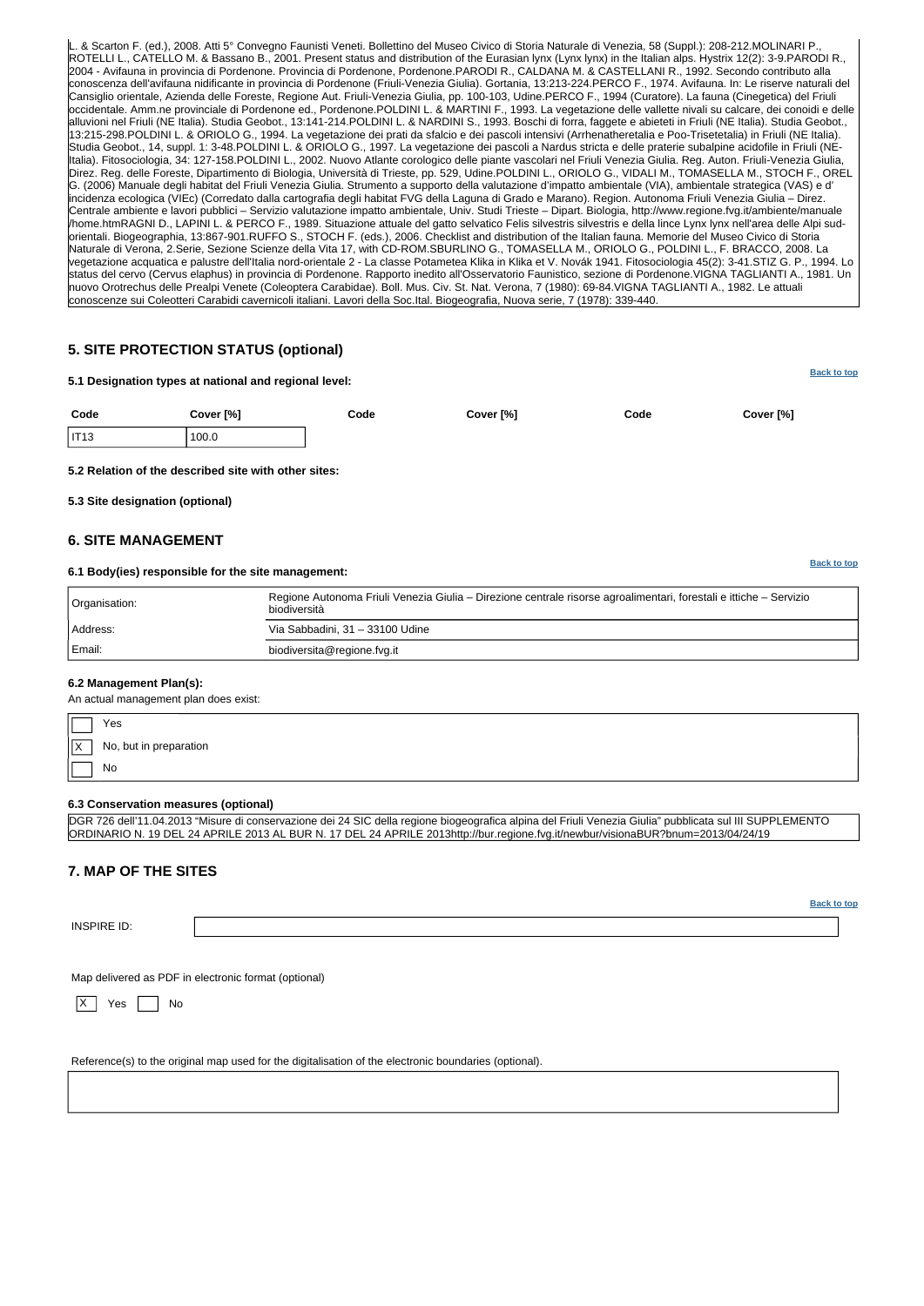L. & Scarton F. (ed.), 2008. Atti 5° Convegno Faunisti Veneti. Bollettino del Museo Civico di Storia Naturale di Venezia, 58 (Suppl.): 208-212.MOLINARI P., ROTELLI L., CATELLO M. & Bassano B., 2001. Present status and distribution of the Eurasian lynx (Lynx lynx) in the Italian alps. Hystrix 12(2): 3-9.PARODI R., 2004 - Avifauna in provincia di Pordenone. Provincia di Pordenone, Pordenone.PARODI R., CALDANA M. & CASTELLANI R., 1992. Secondo contributo alla conoscenza dell'avifauna nidificante in provincia di Pordenone (Friuli-Venezia Giulia). Gortania, 13:213-224.PERCO F., 1974. Avifauna. In: Le riserve naturali del Cansiglio orientale, Azienda delle Foreste, Regione Aut. Friuli-Venezia Giulia, pp. 100-103, Udine.PERCO F., 1994 (Curatore). La fauna (Cinegetica) del Friuli occidentale. Amm.ne provinciale di Pordenone ed., Pordenone.POLDINI L. & MARTINI F., 1993. La vegetazione delle vallette nivali su calcare, dei conoidi e delle alluvioni nel Friuli (NE Italia). Studia Geobot., 13:141-214.POLDINI L. & NARDINI S., 1993. Boschi di forra, faggete e abieteti in Friuli (NE Italia). Studia Geobot., 13:215-298.POLDINI L. & ORIOLO G., 1994. La vegetazione dei prati da sfalcio e dei pascoli intensivi (Arrhenatheretalia e Poo-Trisetetalia) in Friuli (NE Italia). Studia Geobot., 14, suppl. 1: 3-48.POLDINI L. & ORIOLO G., 1997. La vegetazione dei pascoli a Nardus stricta e delle praterie subalpine acidofile in Friuli (NE-Italia). Fitosociologia, 34: 127-158.POLDINI L., 2002. Nuovo Atlante corologico delle piante vascolari nel Friuli Venezia Giulia. Reg. Auton. Friuli-Venezia Giulia, Direz. Reg. delle Foreste, Dipartimento di Biologia, Università di Trieste, pp. 529, Udine.POLDINI L., ORIOLO G., VIDALI M., TOMASELLA M., STOCH F., OREL G. (2006) Manuale degli habitat del Friuli Venezia Giulia. Strumento a supporto della valutazione d'impatto ambientale (VIA), ambientale strategica (VAS) e d' incidenza ecologica (VIEc) (Corredato dalla cartografia degli habitat FVG della Laguna di Grado e Marano). Region. Autonoma Friuli Venezia Giulia – Direz. Centrale ambiente e lavori pubblici – Servizio valutazione impatto ambientale, Univ. Studi Trieste – Dipart. Biologia, http://www.regione.fvg.it/ambiente/manuale /home.htmRAGNI D., LAPINI L. & PERCO F., 1989. Situazione attuale del gatto selvatico Felis silvestris silvestris e della lince Lynx lynx nell'area delle Alpi sud-orientali. Biogeographia, 13:867-901.RUFFO S., STOCH F. (eds.), 2006. Checklist and distribution of the Italian fauna. Memorie del Museo Civico di Storia Naturale di Verona, 2.Serie, Sezione Scienze della Vita 17, with CD-ROM.SBURLINO G., TOMASELLA M., ORIOLO G., POLDINI L., F. BRACCO, 2008. La vegetazione acquatica e palustre dell'Italia nord-orientale 2 - La classe Potametea Klika in Klika et V. Novák 1941. Fitosociologia 45(2): 3-41.STIZ G. P., 1994. Lo status del cervo (Cervus elaphus) in provincia di Pordenone. Rapporto inedito all'Osservatorio Faunistico, sezione di Pordenone.VIGNA TAGLIANTI A., 1981. Un nuovo Orotrechus delle Prealpi Venete (Coleoptera Carabidae). Boll. Mus. Civ. St. Nat. Verona, 7 (1980): 69-84.VIGNA TAGLIANTI A., 1982. Le attuali conoscenze sui Coleotteri Carabidi cavernicoli italiani. Lavori della Soc.Ital. Biogeografia, Nuova serie, 7 (1978): 339-440.

## 5. SITE PROTECTION STATUS (optional)

### 5.1 Designation types at national and regional level:

Back to top

| Code | Cover [%] | Code | Cover [%] | Code | Cover [%] |
|---|---|---|---|---|---|
| IT13 | 100.0 | | | | |

### 5.2 Relation of the described site with other sites:

### 5.3 Site designation (optional)

## 6. SITE MANAGEMENT

### 6.1 Body(ies) responsible for the site management:

Back to top

| | |
|---|---|
| Organisation: | Regione Autonoma Friuli Venezia Giulia – Direzione centrale risorse agroalimentari, forestali e ittiche – Servizio biodiversità |
| Address: | Via Sabbadini, 31 – 33100 Udine |
| Email: | biodiversita@regione.fvg.it |

### 6.2 Management Plan(s):

An actual management plan does exist:

- [ ] Yes
- [x] No, but in preparation
- [ ] No

### 6.3 Conservation measures (optional)

DGR 726 dell'11.04.2013 "Misure di conservazione dei 24 SIC della regione biogeografica alpina del Friuli Venezia Giulia" pubblicata sul III SUPPLEMENTO ORDINARIO N. 19 DEL 24 APRILE 2013 AL BUR N. 17 DEL 24 APRILE 2013http://bur.regione.fvg.it/newbur/visionaBUR?bnum=2013/04/24/19

## 7. MAP OF THE SITES

Back to top

INSPIRE ID:

Map delivered as PDF in electronic format (optional)

[X] Yes [ ] No

Reference(s) to the original map used for the digitalisation of the electronic boundaries (optional).